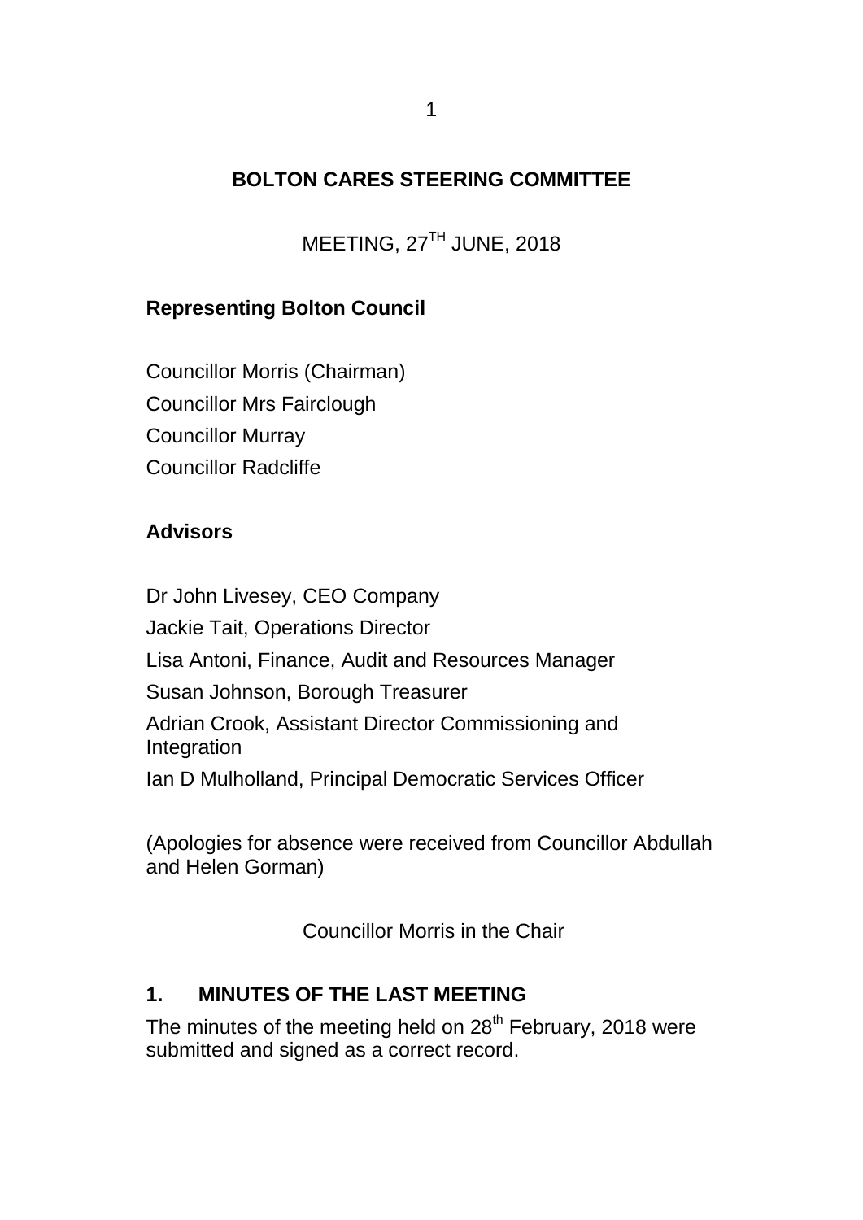# BOLTON CARES STEERING COMMITTEE

MEETING, 27TH JUNE, 2018

**Representing Bolton Council**

Councillor Morris (Chairman)
Councillor Mrs Fairclough
Councillor Murray
Councillor Radcliffe

**Advisors**

Dr John Livesey, CEO Company
Jackie Tait, Operations Director
Lisa Antoni, Finance, Audit and Resources Manager
Susan Johnson, Borough Treasurer
Adrian Crook, Assistant Director Commissioning and Integration
Ian D Mulholland, Principal Democratic Services Officer

(Apologies for absence were received from Councillor Abdullah and Helen Gorman)

Councillor Morris in the Chair

## 1. MINUTES OF THE LAST MEETING

The minutes of the meeting held on 28th February, 2018 were submitted and signed as a correct record.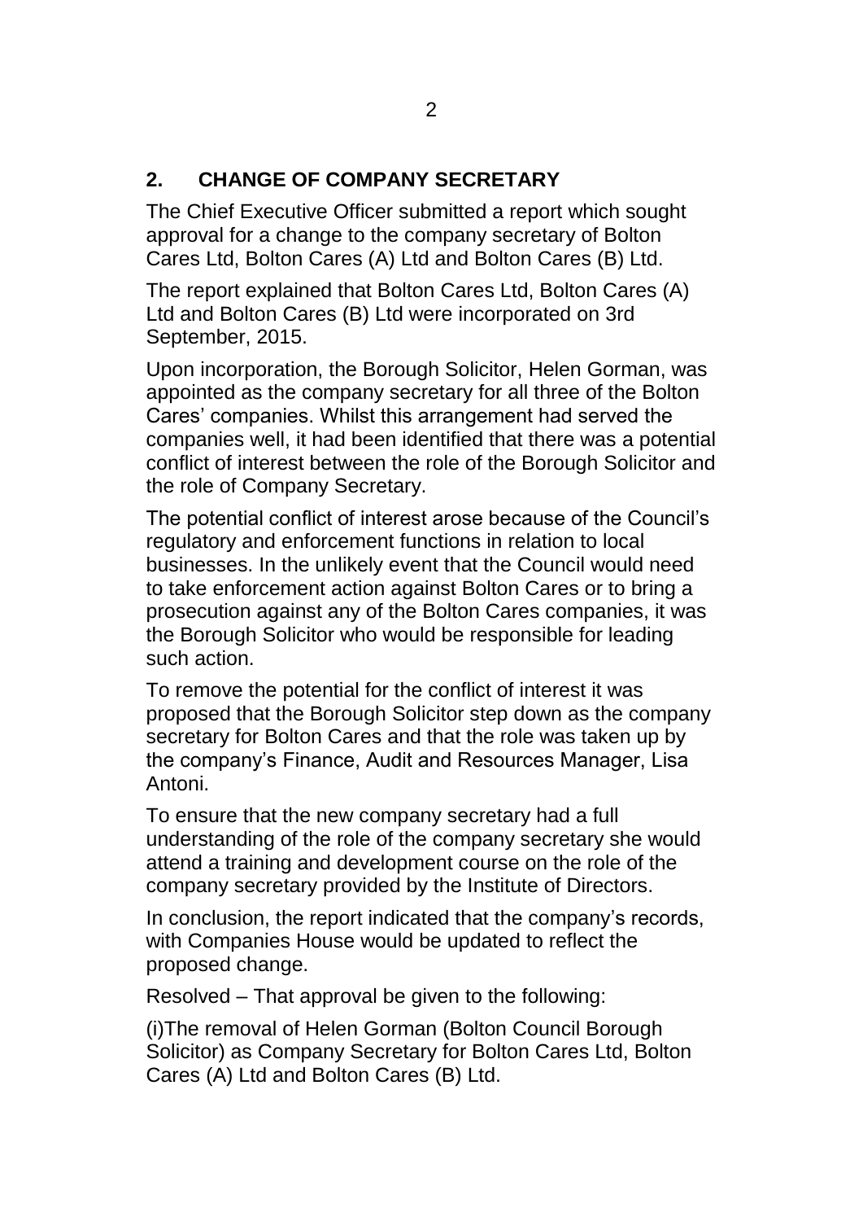## 2. CHANGE OF COMPANY SECRETARY

The Chief Executive Officer submitted a report which sought approval for a change to the company secretary of Bolton Cares Ltd, Bolton Cares (A) Ltd and Bolton Cares (B) Ltd.

The report explained that Bolton Cares Ltd, Bolton Cares (A) Ltd and Bolton Cares (B) Ltd were incorporated on 3rd September, 2015.

Upon incorporation, the Borough Solicitor, Helen Gorman, was appointed as the company secretary for all three of the Bolton Cares' companies. Whilst this arrangement had served the companies well, it had been identified that there was a potential conflict of interest between the role of the Borough Solicitor and the role of Company Secretary.

The potential conflict of interest arose because of the Council's regulatory and enforcement functions in relation to local businesses. In the unlikely event that the Council would need to take enforcement action against Bolton Cares or to bring a prosecution against any of the Bolton Cares companies, it was the Borough Solicitor who would be responsible for leading such action.

To remove the potential for the conflict of interest it was proposed that the Borough Solicitor step down as the company secretary for Bolton Cares and that the role was taken up by the company's Finance, Audit and Resources Manager, Lisa Antoni.

To ensure that the new company secretary had a full understanding of the role of the company secretary she would attend a training and development course on the role of the company secretary provided by the Institute of Directors.

In conclusion, the report indicated that the company's records, with Companies House would be updated to reflect the proposed change.

Resolved – That approval be given to the following:

(i)The removal of Helen Gorman (Bolton Council Borough Solicitor) as Company Secretary for Bolton Cares Ltd, Bolton Cares (A) Ltd and Bolton Cares (B) Ltd.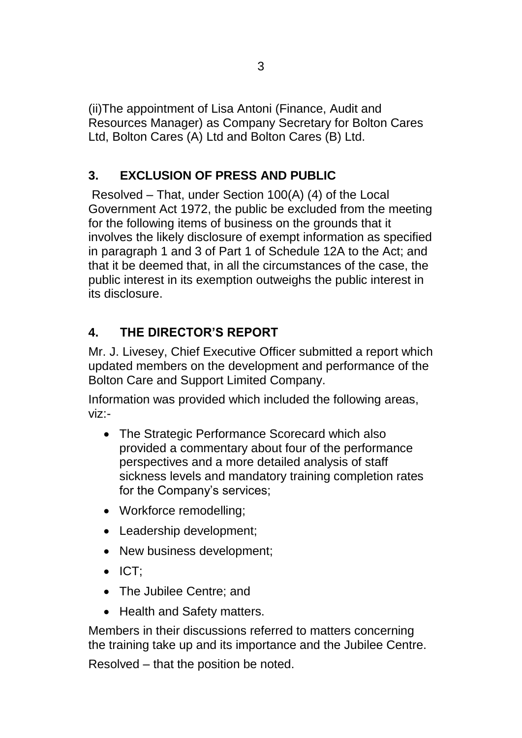(ii)The appointment of Lisa Antoni (Finance, Audit and Resources Manager) as Company Secretary for Bolton Cares Ltd, Bolton Cares (A) Ltd and Bolton Cares (B) Ltd.

## 3. EXCLUSION OF PRESS AND PUBLIC

Resolved – That, under Section 100(A) (4) of the Local Government Act 1972, the public be excluded from the meeting for the following items of business on the grounds that it involves the likely disclosure of exempt information as specified in paragraph 1 and 3 of Part 1 of Schedule 12A to the Act; and that it be deemed that, in all the circumstances of the case, the public interest in its exemption outweighs the public interest in its disclosure.

## 4. THE DIRECTOR'S REPORT

Mr. J. Livesey, Chief Executive Officer submitted a report which updated members on the development and performance of the Bolton Care and Support Limited Company.

Information was provided which included the following areas, viz:-

- The Strategic Performance Scorecard which also provided a commentary about four of the performance perspectives and a more detailed analysis of staff sickness levels and mandatory training completion rates for the Company's services;
- Workforce remodelling;
- Leadership development;
- New business development;
- ICT;
- The Jubilee Centre; and
- Health and Safety matters.

Members in their discussions referred to matters concerning the training take up and its importance and the Jubilee Centre.

Resolved – that the position be noted.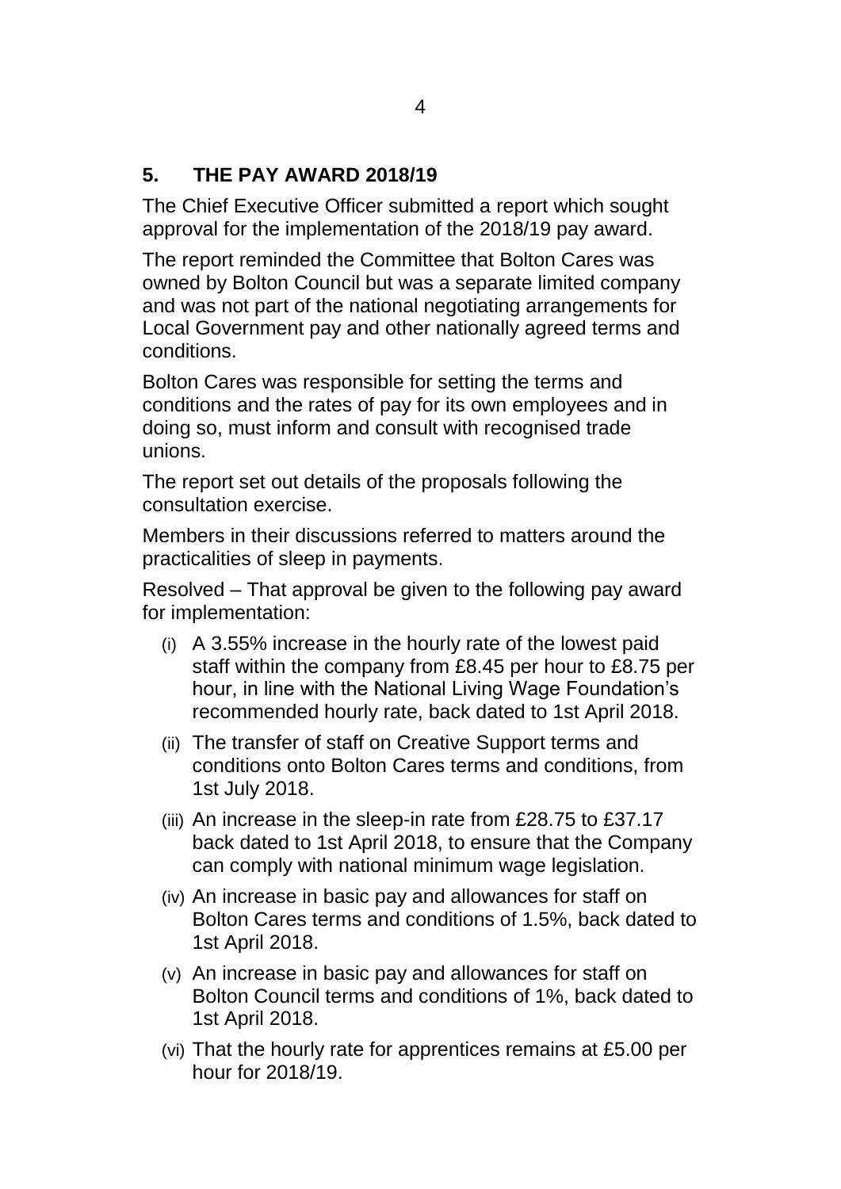## 5. THE PAY AWARD 2018/19

The Chief Executive Officer submitted a report which sought approval for the implementation of the 2018/19 pay award.

The report reminded the Committee that Bolton Cares was owned by Bolton Council but was a separate limited company and was not part of the national negotiating arrangements for Local Government pay and other nationally agreed terms and conditions.

Bolton Cares was responsible for setting the terms and conditions and the rates of pay for its own employees and in doing so, must inform and consult with recognised trade unions.

The report set out details of the proposals following the consultation exercise.

Members in their discussions referred to matters around the practicalities of sleep in payments.

Resolved – That approval be given to the following pay award for implementation:

(i) A 3.55% increase in the hourly rate of the lowest paid staff within the company from £8.45 per hour to £8.75 per hour, in line with the National Living Wage Foundation's recommended hourly rate, back dated to 1st April 2018.

(ii) The transfer of staff on Creative Support terms and conditions onto Bolton Cares terms and conditions, from 1st July 2018.

(iii) An increase in the sleep-in rate from £28.75 to £37.17 back dated to 1st April 2018, to ensure that the Company can comply with national minimum wage legislation.

(iv) An increase in basic pay and allowances for staff on Bolton Cares terms and conditions of 1.5%, back dated to 1st April 2018.

(v) An increase in basic pay and allowances for staff on Bolton Council terms and conditions of 1%, back dated to 1st April 2018.

(vi) That the hourly rate for apprentices remains at £5.00 per hour for 2018/19.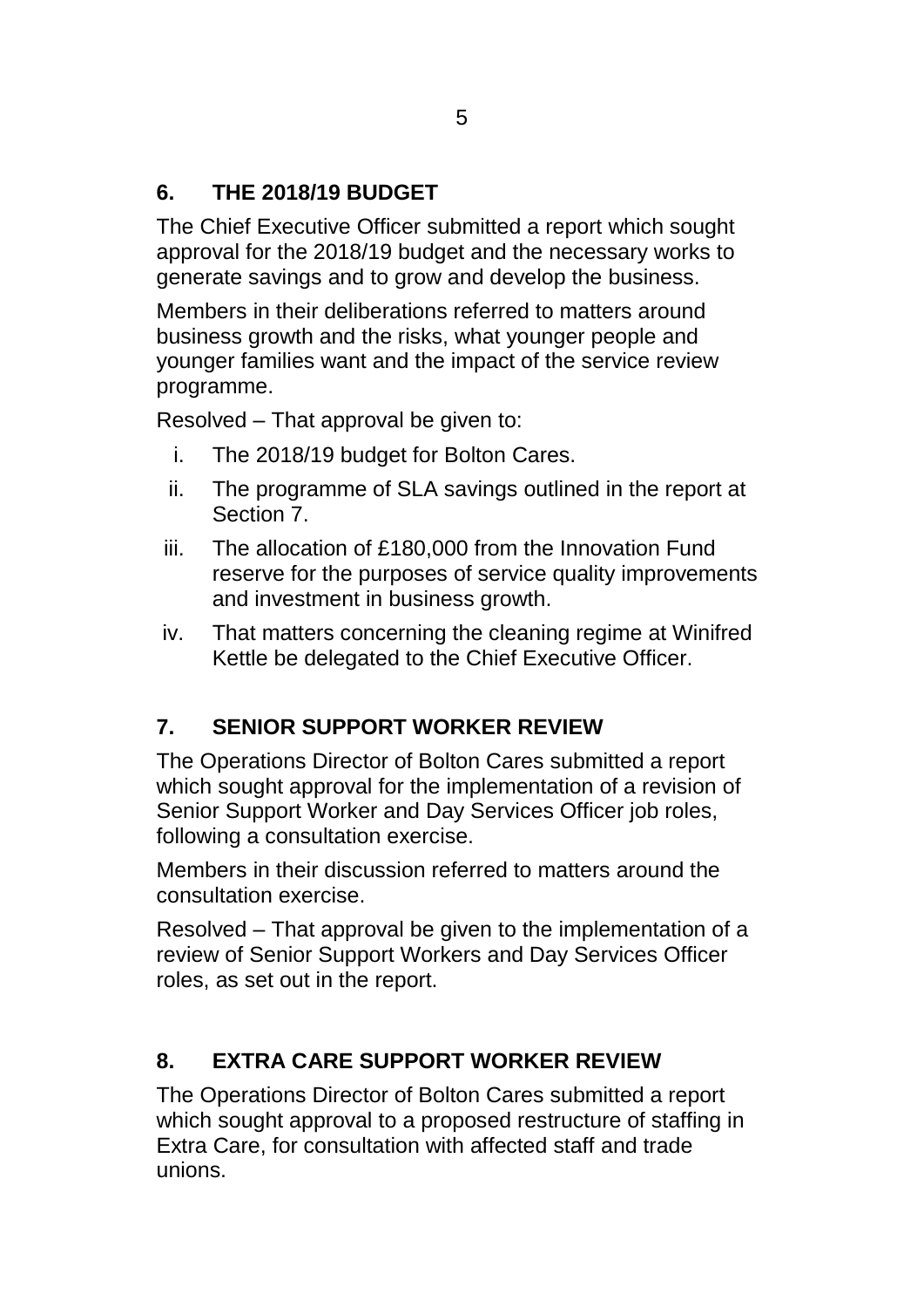## 6. THE 2018/19 BUDGET

The Chief Executive Officer submitted a report which sought approval for the 2018/19 budget and the necessary works to generate savings and to grow and develop the business.

Members in their deliberations referred to matters around business growth and the risks, what younger people and younger families want and the impact of the service review programme.

Resolved – That approval be given to:

i. The 2018/19 budget for Bolton Cares.
ii. The programme of SLA savings outlined in the report at Section 7.
iii. The allocation of £180,000 from the Innovation Fund reserve for the purposes of service quality improvements and investment in business growth.
iv. That matters concerning the cleaning regime at Winifred Kettle be delegated to the Chief Executive Officer.

## 7. SENIOR SUPPORT WORKER REVIEW

The Operations Director of Bolton Cares submitted a report which sought approval for the implementation of a revision of Senior Support Worker and Day Services Officer job roles, following a consultation exercise.

Members in their discussion referred to matters around the consultation exercise.

Resolved – That approval be given to the implementation of a review of Senior Support Workers and Day Services Officer roles, as set out in the report.

## 8. EXTRA CARE SUPPORT WORKER REVIEW

The Operations Director of Bolton Cares submitted a report which sought approval to a proposed restructure of staffing in Extra Care, for consultation with affected staff and trade unions.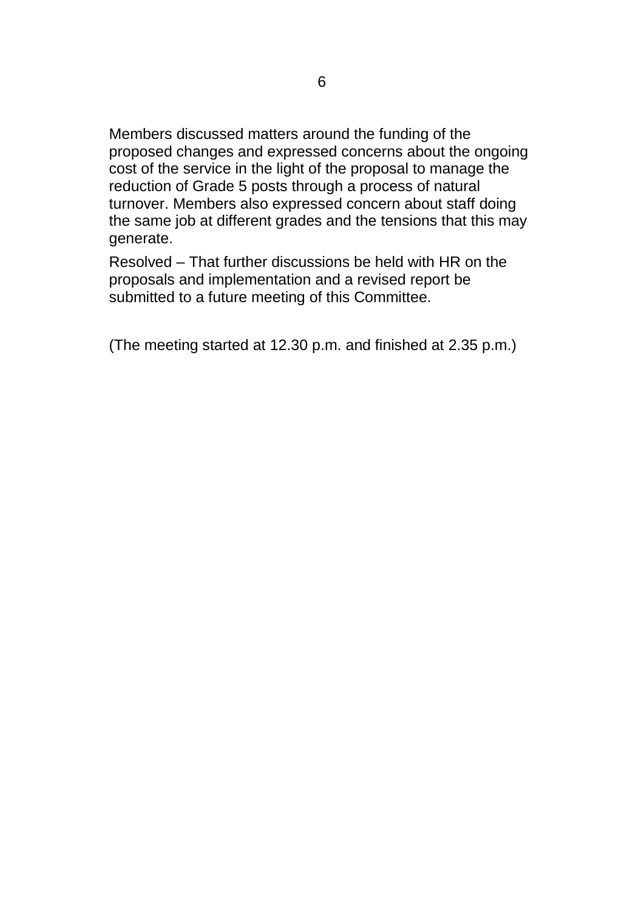Members discussed matters around the funding of the proposed changes and expressed concerns about the ongoing cost of the service in the light of the proposal to manage the reduction of Grade 5 posts through a process of natural turnover. Members also expressed concern about staff doing the same job at different grades and the tensions that this may generate.

Resolved – That further discussions be held with HR on the proposals and implementation and a revised report be submitted to a future meeting of this Committee.

(The meeting started at 12.30 p.m. and finished at 2.35 p.m.)